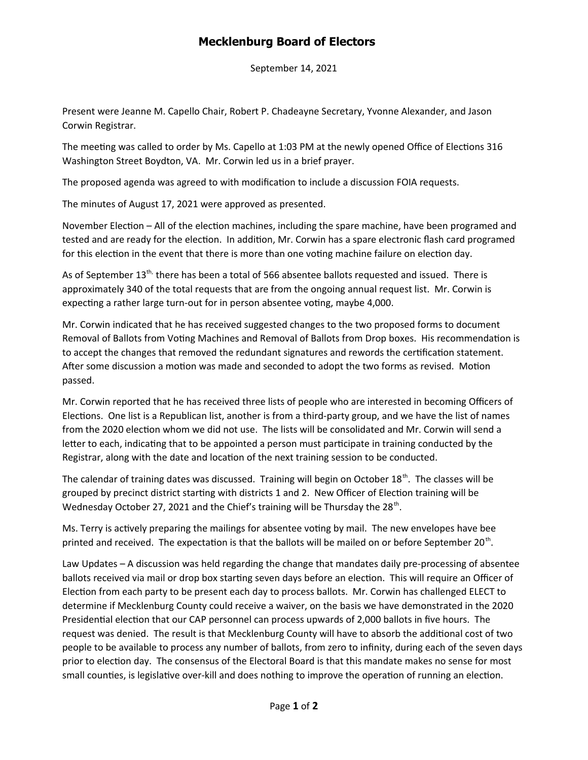# Mecklenburg Board of Electors

September 14, 2021

Present were Jeanne M. Capello Chair, Robert P. Chadeayne Secretary, Yvonne Alexander, and Jason Corwin Registrar.

The meeting was called to order by Ms. Capello at 1:03 PM at the newly opened Office of Elections 316 Washington Street Boydton, VA. Mr. Corwin led us in a brief prayer.

The proposed agenda was agreed to with modification to include a discussion FOIA requests.

The minutes of August 17, 2021 were approved as presented.

November Election – All of the election machines, including the spare machine, have been programed and tested and are ready for the election. In addition, Mr. Corwin has a spare electronic flash card programed for this election in the event that there is more than one voting machine failure on election day.

As of September 13th, there has been a total of 566 absentee ballots requested and issued. There is approximately 340 of the total requests that are from the ongoing annual request list. Mr. Corwin is expecting a rather large turn-out for in person absentee voting, maybe 4,000.

Mr. Corwin indicated that he has received suggested changes to the two proposed forms to document Removal of Ballots from Voting Machines and Removal of Ballots from Drop boxes. His recommendation is to accept the changes that removed the redundant signatures and rewords the certification statement. After some discussion a motion was made and seconded to adopt the two forms as revised. Motion passed.

Mr. Corwin reported that he has received three lists of people who are interested in becoming Officers of Elections. One list is a Republican list, another is from a third-party group, and we have the list of names from the 2020 election whom we did not use. The lists will be consolidated and Mr. Corwin will send a letter to each, indicating that to be appointed a person must participate in training conducted by the Registrar, along with the date and location of the next training session to be conducted.

The calendar of training dates was discussed. Training will begin on October 18th. The classes will be grouped by precinct district starting with districts 1 and 2. New Officer of Election training will be Wednesday October 27, 2021 and the Chief's training will be Thursday the 28th.

Ms. Terry is actively preparing the mailings for absentee voting by mail. The new envelopes have bee printed and received. The expectation is that the ballots will be mailed on or before September 20th.

Law Updates – A discussion was held regarding the change that mandates daily pre-processing of absentee ballots received via mail or drop box starting seven days before an election. This will require an Officer of Election from each party to be present each day to process ballots. Mr. Corwin has challenged ELECT to determine if Mecklenburg County could receive a waiver, on the basis we have demonstrated in the 2020 Presidential election that our CAP personnel can process upwards of 2,000 ballots in five hours. The request was denied. The result is that Mecklenburg County will have to absorb the additional cost of two people to be available to process any number of ballots, from zero to infinity, during each of the seven days prior to election day. The consensus of the Electoral Board is that this mandate makes no sense for most small counties, is legislative over-kill and does nothing to improve the operation of running an election.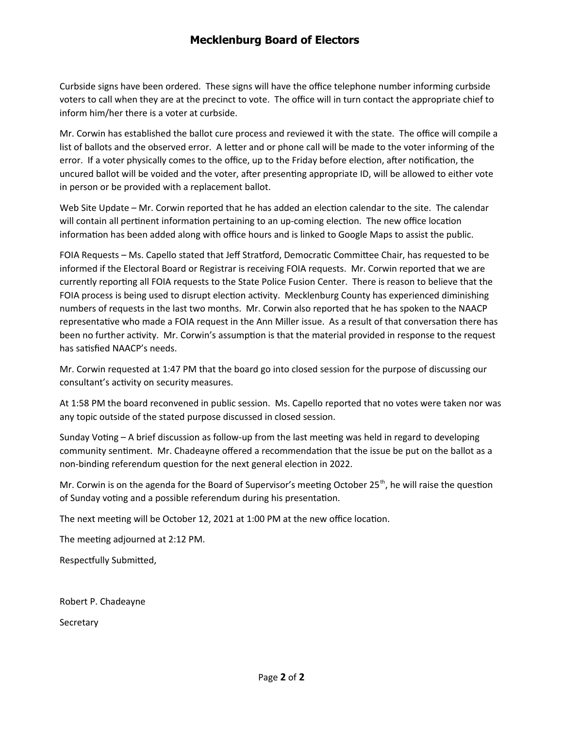# Mecklenburg Board of Electors

Curbside signs have been ordered. These signs will have the office telephone number informing curbside voters to call when they are at the precinct to vote. The office will in turn contact the appropriate chief to inform him/her there is a voter at curbside.

Mr. Corwin has established the ballot cure process and reviewed it with the state. The office will compile a list of ballots and the observed error. A letter and or phone call will be made to the voter informing of the error. If a voter physically comes to the office, up to the Friday before election, after notification, the uncured ballot will be voided and the voter, after presenting appropriate ID, will be allowed to either vote in person or be provided with a replacement ballot.

Web Site Update – Mr. Corwin reported that he has added an election calendar to the site. The calendar will contain all pertinent information pertaining to an up-coming election. The new office location information has been added along with office hours and is linked to Google Maps to assist the public.

FOIA Requests – Ms. Capello stated that Jeff Stratford, Democratic Committee Chair, has requested to be informed if the Electoral Board or Registrar is receiving FOIA requests. Mr. Corwin reported that we are currently reporting all FOIA requests to the State Police Fusion Center. There is reason to believe that the FOIA process is being used to disrupt election activity. Mecklenburg County has experienced diminishing numbers of requests in the last two months. Mr. Corwin also reported that he has spoken to the NAACP representative who made a FOIA request in the Ann Miller issue. As a result of that conversation there has been no further activity. Mr. Corwin's assumption is that the material provided in response to the request has satisfied NAACP's needs.

Mr. Corwin requested at 1:47 PM that the board go into closed session for the purpose of discussing our consultant's activity on security measures.

At 1:58 PM the board reconvened in public session. Ms. Capello reported that no votes were taken nor was any topic outside of the stated purpose discussed in closed session.

Sunday Voting – A brief discussion as follow-up from the last meeting was held in regard to developing community sentiment. Mr. Chadeayne offered a recommendation that the issue be put on the ballot as a non-binding referendum question for the next general election in 2022.

Mr. Corwin is on the agenda for the Board of Supervisor's meeting October 25th, he will raise the question of Sunday voting and a possible referendum during his presentation.

The next meeting will be October 12, 2021 at 1:00 PM at the new office location.

The meeting adjourned at 2:12 PM.

Respectfully Submitted,

Robert P. Chadeayne

Secretary